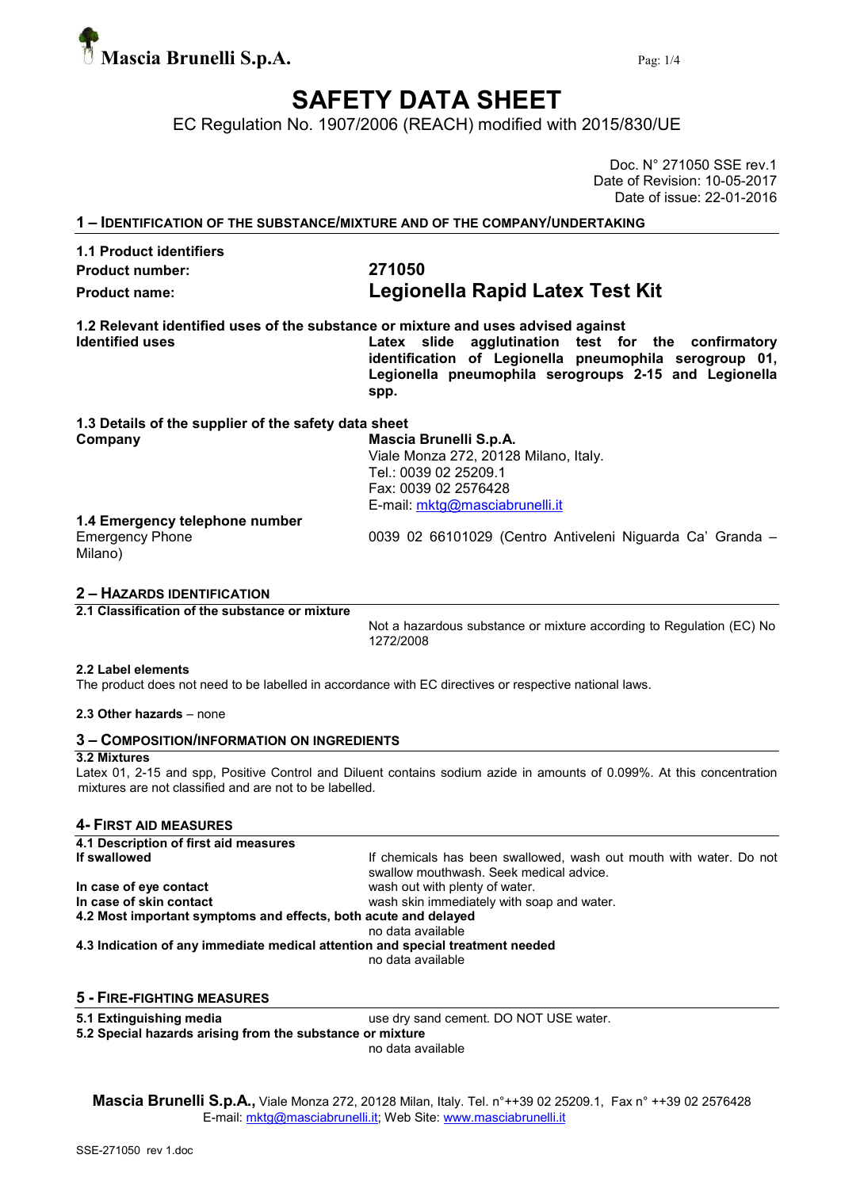Mascia Brunelli S.p.A.

# SAFETY DATA SHEET

EC Regulation No. 1907/2006 (REACH) modified with 2015/830/UE

Doc. N° 271050 SSE rev.1
Date of Revision: 10-05-2017
Date of issue: 22-01-2016

## 1 – IDENTIFICATION OF THE SUBSTANCE/MIXTURE AND OF THE COMPANY/UNDERTAKING

**1.1 Product identifiers**

| | |
|---|---|
| **Product number:** | **271050** |
| **Product name:** | **Legionella Rapid Latex Test Kit** |

**1.2 Relevant identified uses of the substance or mixture and uses advised against**

| | |
|---|---|
| **Identified uses** | **Latex slide agglutination test for the confirmatory identification of Legionella pneumophila serogroup 01, Legionella pneumophila serogroups 2-15 and Legionella spp.** |

**1.3 Details of the supplier of the safety data sheet**

| | |
|---|---|
| **Company** | **Mascia Brunelli S.p.A.**<br>Viale Monza 272, 20128 Milano, Italy.<br>Tel.: 0039 02 25209.1<br>Fax: 0039 02 2576428<br>E-mail: mktg@masciabrunelli.it |

**1.4 Emergency telephone number**

| | |
|---|---|
| Emergency Phone | 0039 02 66101029 (Centro Antiveleni Niguarda Ca' Granda – Milano) |

## 2 – HAZARDS IDENTIFICATION

**2.1 Classification of the substance or mixture**

Not a hazardous substance or mixture according to Regulation (EC) No 1272/2008

**2.2 Label elements**

The product does not need to be labelled in accordance with EC directives or respective national laws.

**2.3 Other hazards** – none

## 3 – COMPOSITION/INFORMATION ON INGREDIENTS

**3.2 Mixtures**

Latex 01, 2-15 and spp, Positive Control and Diluent contains sodium azide in amounts of 0.099%. At this concentration mixtures are not classified and are not to be labelled.

## 4- FIRST AID MEASURES

**4.1 Description of first aid measures**

| | |
|---|---|
| **If swallowed** | If chemicals has been swallowed, wash out mouth with water. Do not swallow mouthwash. Seek medical advice. |
| **In case of eye contact** | wash out with plenty of water. |
| **In case of skin contact** | wash skin immediately with soap and water. |

**4.2 Most important symptoms and effects, both acute and delayed**

no data available

**4.3 Indication of any immediate medical attention and special treatment needed**

no data available

## 5 - FIRE-FIGHTING MEASURES

| | |
|---|---|
| **5.1 Extinguishing media** | use dry sand cement. DO NOT USE water. |

**5.2 Special hazards arising from the substance or mixture**

no data available

**Mascia Brunelli S.p.A.,** Viale Monza 272, 20128 Milan, Italy. Tel. n°++39 02 25209.1, Fax n° ++39 02 2576428
E-mail: mktg@masciabrunelli.it; Web Site: www.masciabrunelli.it

SSE-271050 rev 1.doc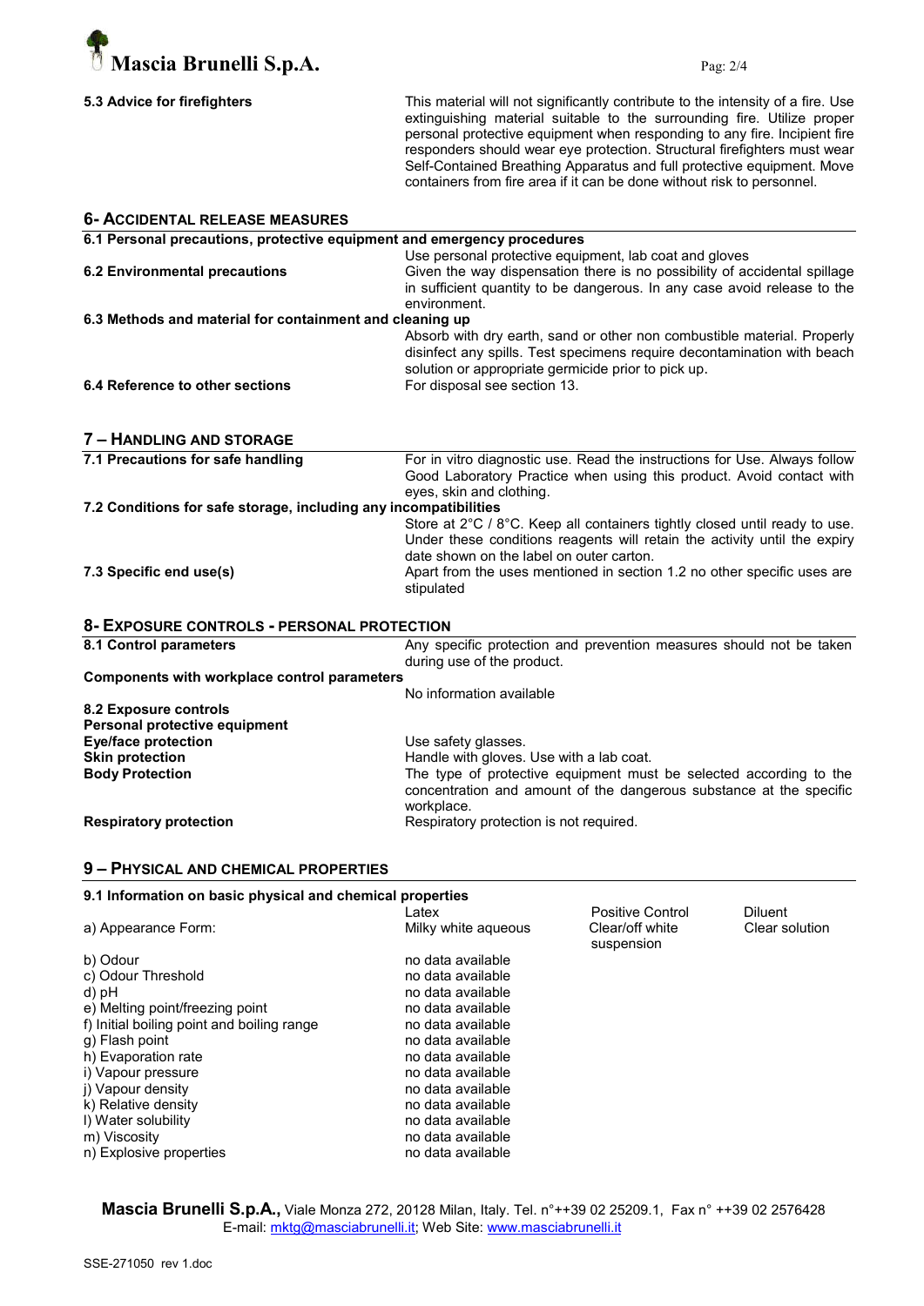**5.3 Advice for firefighters**

This material will not significantly contribute to the intensity of a fire. Use extinguishing material suitable to the surrounding fire. Utilize proper personal protective equipment when responding to any fire. Incipient fire responders should wear eye protection. Structural firefighters must wear Self-Contained Breathing Apparatus and full protective equipment. Move containers from fire area if it can be done without risk to personnel.

## 6- ACCIDENTAL RELEASE MEASURES

**6.1 Personal precautions, protective equipment and emergency procedures**

Use personal protective equipment, lab coat and gloves

**6.2 Environmental precautions**

Given the way dispensation there is no possibility of accidental spillage in sufficient quantity to be dangerous. In any case avoid release to the environment.

**6.3 Methods and material for containment and cleaning up**

Absorb with dry earth, sand or other non combustible material. Properly disinfect any spills. Test specimens require decontamination with beach solution or appropriate germicide prior to pick up.

**6.4 Reference to other sections**

For disposal see section 13.

## 7 – HANDLING AND STORAGE

**7.1 Precautions for safe handling**

For in vitro diagnostic use. Read the instructions for Use. Always follow Good Laboratory Practice when using this product. Avoid contact with eyes, skin and clothing.

**7.2 Conditions for safe storage, including any incompatibilities**

Store at 2°C / 8°C. Keep all containers tightly closed until ready to use. Under these conditions reagents will retain the activity until the expiry date shown on the label on outer carton.

**7.3 Specific end use(s)**

Apart from the uses mentioned in section 1.2 no other specific uses are stipulated

## 8- EXPOSURE CONTROLS - PERSONAL PROTECTION

**8.1 Control parameters**

Any specific protection and prevention measures should not be taken during use of the product.

**Components with workplace control parameters**

No information available

**8.2 Exposure controls**

**Personal protective equipment**

**Eye/face protection** — Use safety glasses.

**Skin protection** — Handle with gloves. Use with a lab coat.

**Body Protection** — The type of protective equipment must be selected according to the concentration and amount of the dangerous substance at the specific workplace.

**Respiratory protection** — Respiratory protection is not required.

## 9 – PHYSICAL AND CHEMICAL PROPERTIES

**9.1 Information on basic physical and chemical properties**

| | Latex | Positive Control | Diluent |
|---|---|---|---|
| a) Appearance Form: | Milky white aqueous | Clear/off white suspension | Clear solution |
| b) Odour | no data available | | |
| c) Odour Threshold | no data available | | |
| d) pH | no data available | | |
| e) Melting point/freezing point | no data available | | |
| f) Initial boiling point and boiling range | no data available | | |
| g) Flash point | no data available | | |
| h) Evaporation rate | no data available | | |
| i) Vapour pressure | no data available | | |
| j) Vapour density | no data available | | |
| k) Relative density | no data available | | |
| l) Water solubility | no data available | | |
| m) Viscosity | no data available | | |
| n) Explosive properties | no data available | | |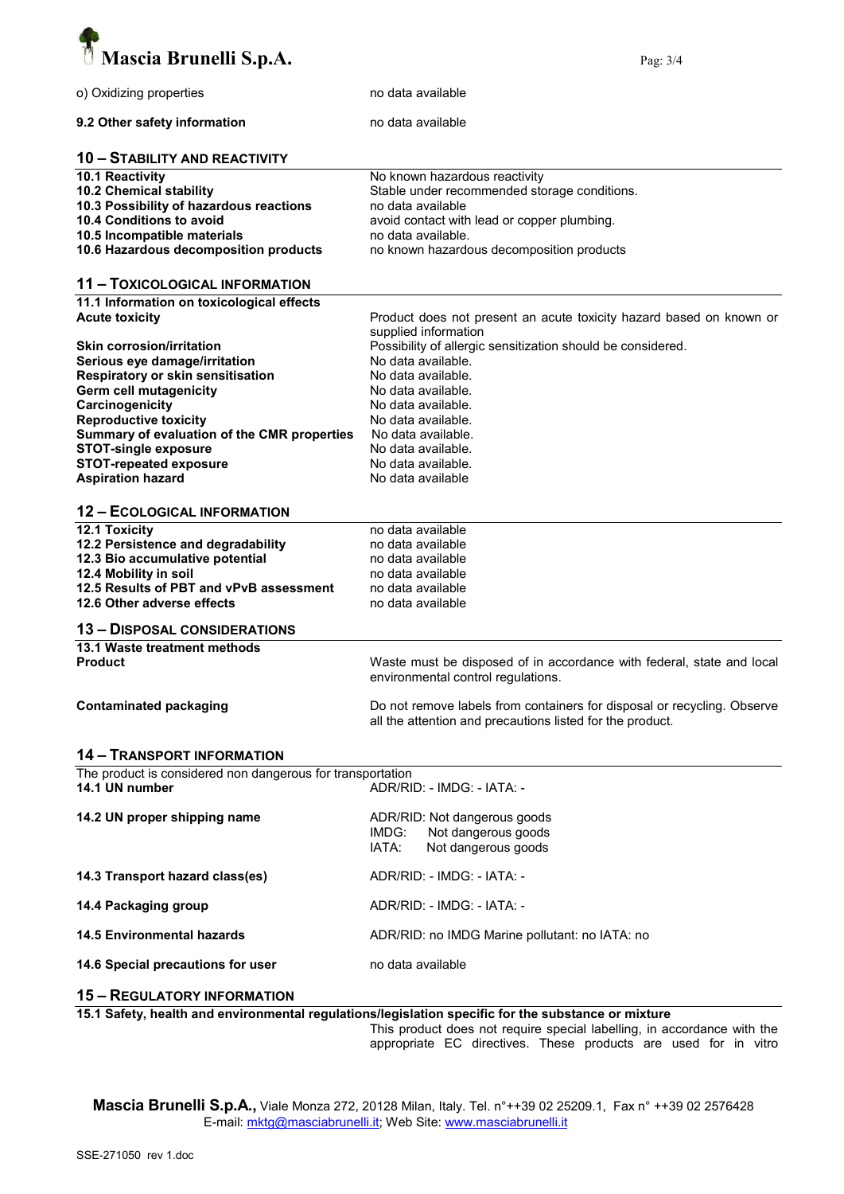o) Oxidizing properties — no data available

**9.2 Other safety information** — no data available

## 10 – STABILITY AND REACTIVITY

| | |
|---|---|
| **10.1 Reactivity** | No known hazardous reactivity |
| **10.2 Chemical stability** | Stable under recommended storage conditions. |
| **10.3 Possibility of hazardous reactions** | no data available |
| **10.4 Conditions to avoid** | avoid contact with lead or copper plumbing. |
| **10.5 Incompatible materials** | no data available. |
| **10.6 Hazardous decomposition products** | no known hazardous decomposition products |

## 11 – TOXICOLOGICAL INFORMATION

| | |
|---|---|
| **11.1 Information on toxicological effects** | |
| **Acute toxicity** | Product does not present an acute toxicity hazard based on known or supplied information |
| **Skin corrosion/irritation** | Possibility of allergic sensitization should be considered. |
| **Serious eye damage/irritation** | No data available. |
| **Respiratory or skin sensitisation** | No data available. |
| **Germ cell mutagenicity** | No data available. |
| **Carcinogenicity** | No data available. |
| **Reproductive toxicity** | No data available. |
| **Summary of evaluation of the CMR properties** | No data available. |
| **STOT-single exposure** | No data available. |
| **STOT-repeated exposure** | No data available. |
| **Aspiration hazard** | No data available |

## 12 – ECOLOGICAL INFORMATION

| | |
|---|---|
| **12.1 Toxicity** | no data available |
| **12.2 Persistence and degradability** | no data available |
| **12.3 Bio accumulative potential** | no data available |
| **12.4 Mobility in soil** | no data available |
| **12.5 Results of PBT and vPvB assessment** | no data available |
| **12.6 Other adverse effects** | no data available |

## 13 – DISPOSAL CONSIDERATIONS

| | |
|---|---|
| **13.1 Waste treatment methods** | |
| **Product** | Waste must be disposed of in accordance with federal, state and local environmental control regulations. |
| **Contaminated packaging** | Do not remove labels from containers for disposal or recycling. Observe all the attention and precautions listed for the product. |

## 14 – TRANSPORT INFORMATION

The product is considered non dangerous for transportation

| | |
|---|---|
| **14.1 UN number** | ADR/RID: - IMDG: - IATA: - |
| **14.2 UN proper shipping name** | ADR/RID: Not dangerous goods<br>IMDG: Not dangerous goods<br>IATA: Not dangerous goods |
| **14.3 Transport hazard class(es)** | ADR/RID: - IMDG: - IATA: - |
| **14.4 Packaging group** | ADR/RID: - IMDG: - IATA: - |
| **14.5 Environmental hazards** | ADR/RID: no IMDG Marine pollutant: no IATA: no |
| **14.6 Special precautions for user** | no data available |

## 15 – REGULATORY INFORMATION

**15.1 Safety, health and environmental regulations/legislation specific for the substance or mixture**

This product does not require special labelling, in accordance with the appropriate EC directives. These products are used for in vitro

**Mascia Brunelli S.p.A.,** Viale Monza 272, 20128 Milan, Italy. Tel. n°++39 02 25209.1, Fax n° ++39 02 2576428
E-mail: mktg@masciabrunelli.it; Web Site: www.masciabrunelli.it

SSE-271050 rev 1.doc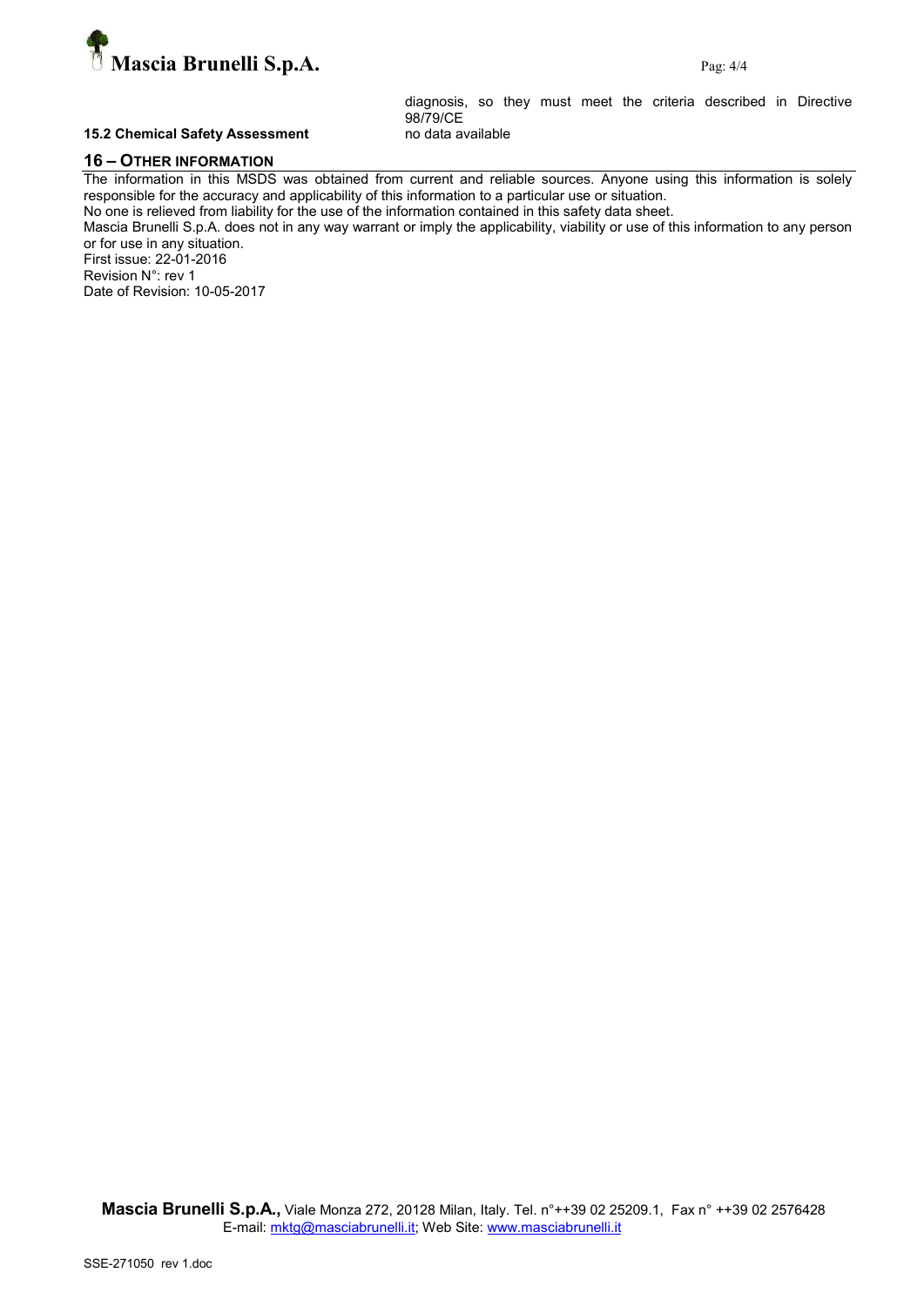diagnosis, so they must meet the criteria described in Directive 98/79/CE

**15.2 Chemical Safety Assessment** no data available

## 16 – OTHER INFORMATION

The information in this MSDS was obtained from current and reliable sources. Anyone using this information is solely responsible for the accuracy and applicability of this information to a particular use or situation.
No one is relieved from liability for the use of the information contained in this safety data sheet.
Mascia Brunelli S.p.A. does not in any way warrant or imply the applicability, viability or use of this information to any person or for use in any situation.
First issue: 22-01-2016
Revision N°: rev 1
Date of Revision: 10-05-2017

**Mascia Brunelli S.p.A.,** Viale Monza 272, 20128 Milan, Italy. Tel. n°++39 02 25209.1, Fax n° ++39 02 2576428
E-mail: mktg@masciabrunelli.it; Web Site: www.masciabrunelli.it

SSE-271050 rev 1.doc